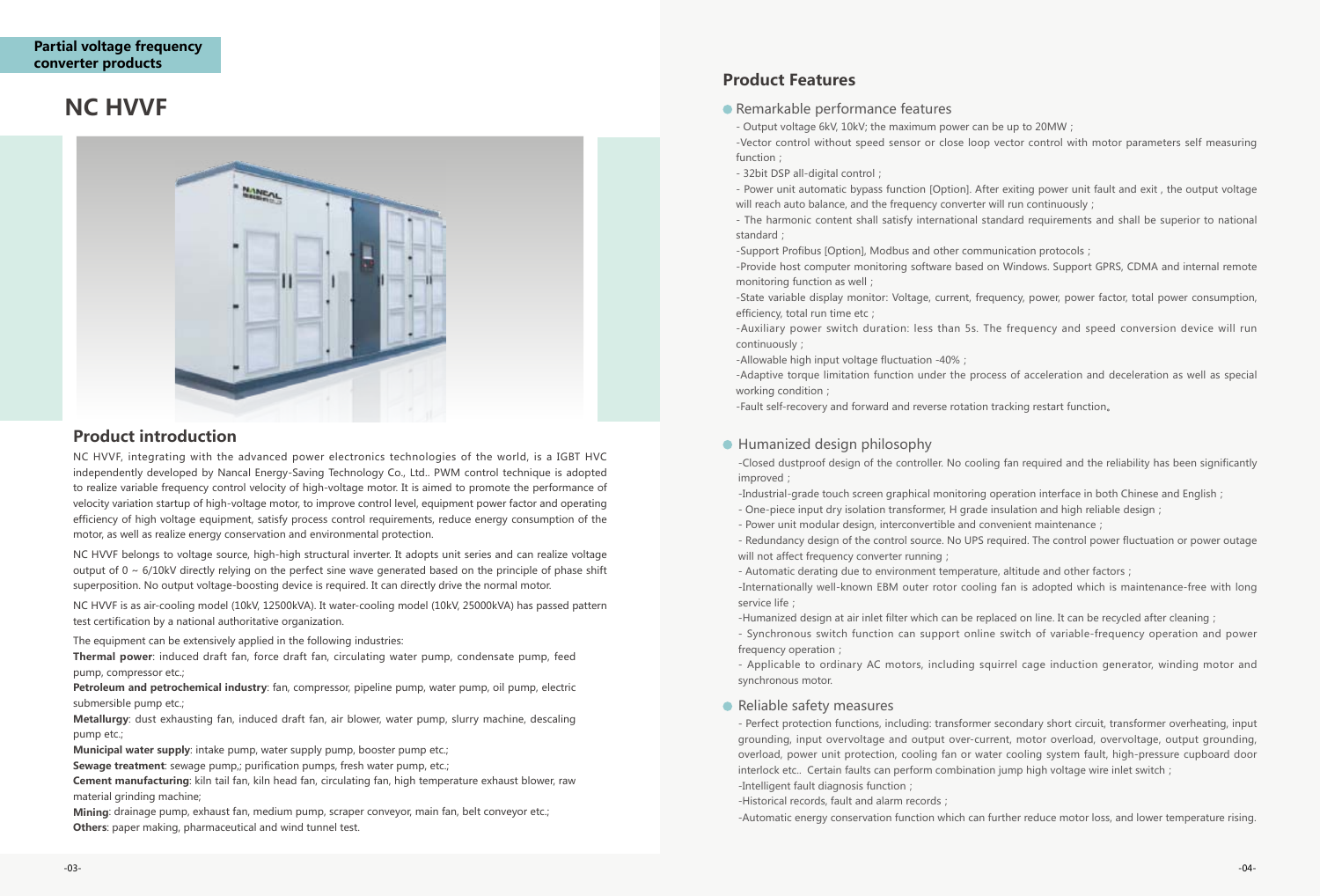Partial voltage frequency converter products

# NC HVVF

## Product introduction

NC HVVF, integrating with the advanced power electronics technologies of the world, is a IGBT HVC independently developed by Nancal Energy-Saving Technology Co., Ltd.. PWM control technique is adopted to realize variable frequency control velocity of high-voltage motor. It is aimed to promote the performance of velocity variation startup of high-voltage motor, to improve control level, equipment power factor and operating efficiency of high voltage equipment, satisfy process control requirements, reduce energy consumption of the motor, as well as realize energy conservation and environmental protection.

NC HVVF belongs to voltage source, high-high structural inverter. It adopts unit series and can realize voltage output of 0 ~ 6/10kV directly relying on the perfect sine wave generated based on the principle of phase shift superposition. No output voltage-boosting device is required. It can directly drive the normal motor.

NC HVVF is as air-cooling model (10kV, 12500kVA). It water-cooling model (10kV, 25000kVA) has passed pattern test certification by a national authoritative organization.

The equipment can be extensively applied in the following industries:

**Thermal power**: induced draft fan, force draft fan, circulating water pump, condensate pump, feed pump, compressor etc.;

**Petroleum and petrochemical industry**: fan, compressor, pipeline pump, water pump, oil pump, electric submersible pump etc.;

**Metallurgy**: dust exhausting fan, induced draft fan, air blower, water pump, slurry machine, descaling pump etc.;

**Municipal water supply**: intake pump, water supply pump, booster pump etc.;

**Sewage treatment**: sewage pump,; purification pumps, fresh water pump, etc.;

**Cement manufacturing**: kiln tail fan, kiln head fan, circulating fan, high temperature exhaust blower, raw material grinding machine;

**Mining**: drainage pump, exhaust fan, medium pump, scraper conveyor, main fan, belt conveyor etc.;

**Others**: paper making, pharmaceutical and wind tunnel test.

## Product Features

### Remarkable performance features

- Output voltage 6kV, 10kV; the maximum power can be up to 20MW ;
- Vector control without speed sensor or close loop vector control with motor parameters self measuring function ;
- 32bit DSP all-digital control ;
- Power unit automatic bypass function [Option]. After exiting power unit fault and exit , the output voltage will reach auto balance, and the frequency converter will run continuously ;
- The harmonic content shall satisfy international standard requirements and shall be superior to national standard ;
- Support Profibus [Option], Modbus and other communication protocols ;
- Provide host computer monitoring software based on Windows. Support GPRS, CDMA and internal remote monitoring function as well ;
- State variable display monitor: Voltage, current, frequency, power, power factor, total power consumption, efficiency, total run time etc ;
- Auxiliary power switch duration: less than 5s. The frequency and speed conversion device will run continuously ;
- Allowable high input voltage fluctuation -40% ;
- Adaptive torque limitation function under the process of acceleration and deceleration as well as special working condition ;
- Fault self-recovery and forward and reverse rotation tracking restart function。

### Humanized design philosophy

- Closed dustproof design of the controller. No cooling fan required and the reliability has been significantly improved ;
- Industrial-grade touch screen graphical monitoring operation interface in both Chinese and English ;
- One-piece input dry isolation transformer, H grade insulation and high reliable design ;
- Power unit modular design, interconvertible and convenient maintenance ;
- Redundancy design of the control source. No UPS required. The control power fluctuation or power outage will not affect frequency converter running ;
- Automatic derating due to environment temperature, altitude and other factors ;
- Internationally well-known EBM outer rotor cooling fan is adopted which is maintenance-free with long service life ;
- Humanized design at air inlet filter which can be replaced on line. It can be recycled after cleaning ;
- Synchronous switch function can support online switch of variable-frequency operation and power frequency operation ;
- Applicable to ordinary AC motors, including squirrel cage induction generator, winding motor and synchronous motor.

### Reliable safety measures

- Perfect protection functions, including: transformer secondary short circuit, transformer overheating, input grounding, input overvoltage and output over-current, motor overload, overvoltage, output grounding, overload, power unit protection, cooling fan or water cooling system fault, high-pressure cupboard door interlock etc.. Certain faults can perform combination jump high voltage wire inlet switch ;
- Intelligent fault diagnosis function ;
- Historical records, fault and alarm records ;
- Automatic energy conservation function which can further reduce motor loss, and lower temperature rising.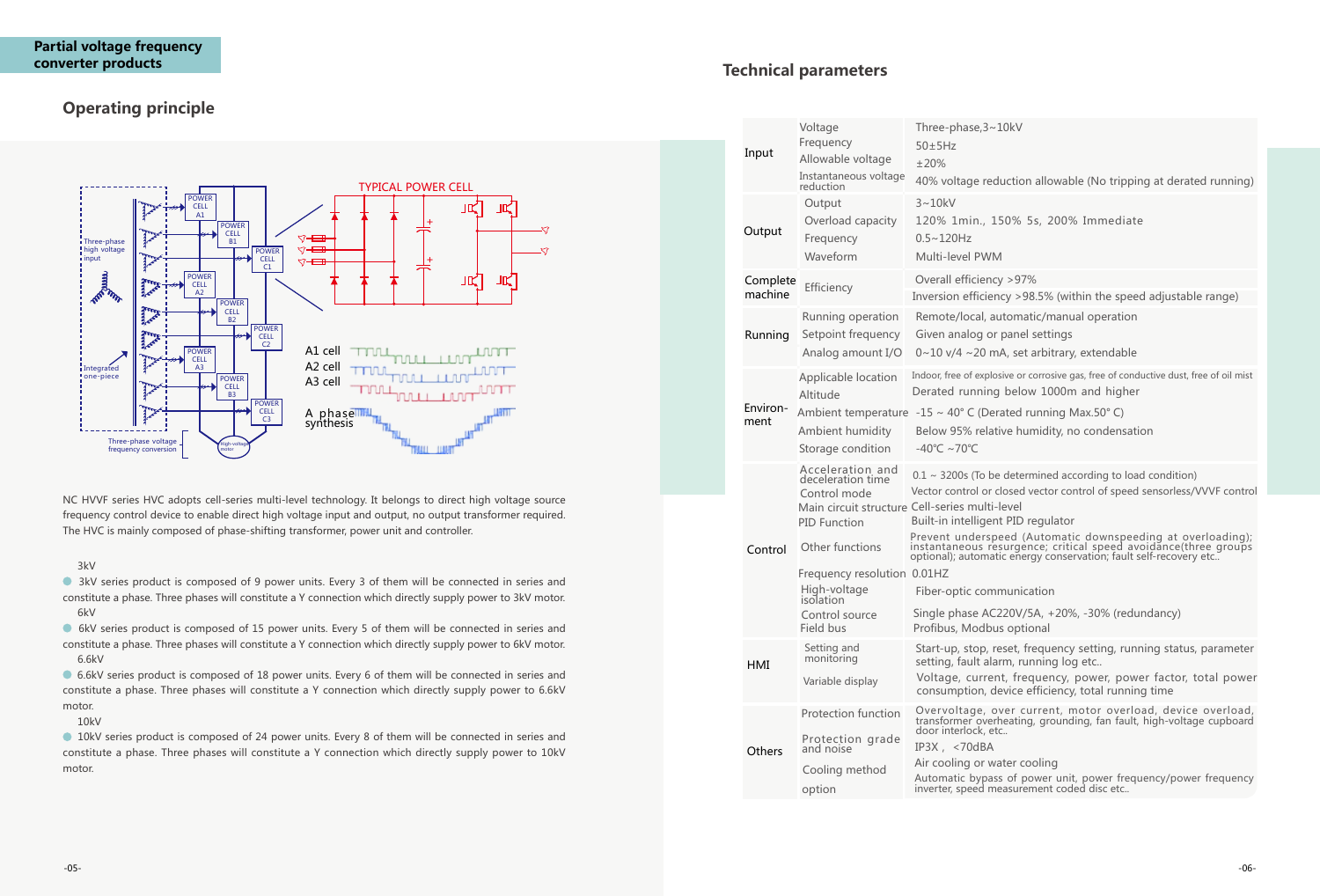# Partial voltage frequency converter products

## Operating principle

NC HVVF series HVC adopts cell-series multi-level technology. It belongs to direct high voltage source frequency control device to enable direct high voltage input and output, no output transformer required. The HVC is mainly composed of phase-shifting transformer, power unit and controller.

3kV

- 3kV series product is composed of 9 power units. Every 3 of them will be connected in series and constitute a phase. Three phases will constitute a Y connection which directly supply power to 3kV motor.

6kV

- 6kV series product is composed of 15 power units. Every 5 of them will be connected in series and constitute a phase. Three phases will constitute a Y connection which directly supply power to 6kV motor.

6.6kV

- 6.6kV series product is composed of 18 power units. Every 6 of them will be connected in series and constitute a phase. Three phases will constitute a Y connection which directly supply power to 6.6kV motor.

10kV

- 10kV series product is composed of 24 power units. Every 8 of them will be connected in series and constitute a phase. Three phases will constitute a Y connection which directly supply power to 10kV motor.

## Technical parameters

| | | |
|---|---|---|
| Input | Voltage | Three-phase,3~10kV |
| | Frequency | 50±5Hz |
| | Allowable voltage | ±20% |
| | Instantaneous voltage reduction | 40% voltage reduction allowable (No tripping at derated running) |
| Output | Output | 3~10kV |
| | Overload capacity | 120% 1min., 150% 5s, 200% Immediate |
| | Frequency | 0.5~120Hz |
| | Waveform | Multi-level PWM |
| Complete machine | Efficiency | Overall efficiency >97% |
| | | Inversion efficiency >98.5% (within the speed adjustable range) |
| Running | Running operation | Remote/local, automatic/manual operation |
| | Setpoint frequency | Given analog or panel settings |
| | Analog amount I/O | 0~10 v/4 ~20 mA, set arbitrary, extendable |
| Environment | Applicable location | Indoor, free of explosive or corrosive gas, free of conductive dust, free of oil mist |
| | Altitude | Derated running below 1000m and higher |
| | Ambient temperature | -15 ~ 40° C (Derated running Max.50° C) |
| | Ambient humidity | Below 95% relative humidity, no condensation |
| | Storage condition | -40℃ ~70℃ |
| Control | Acceleration and deceleration time | 0.1 ~ 3200s (To be determined according to load condition) |
| | Control mode | Vector control or closed vector control of speed sensorless/VVVF control |
| | Main circuit structure | Cell-series multi-level |
| | PID Function | Built-in intelligent PID regulator |
| | Other functions | Prevent underspeed (Automatic downspeeding at overloading); instantaneous resurgence; critical speed avoidance(three groups optional); automatic energy conservation; fault self-recovery etc.. |
| | Frequency resolution | 0.01HZ |
| | High-voltage isolation | Fiber-optic communication |
| | Control source | Single phase AC220V/5A, +20%, -30% (redundancy) |
| | Field bus | Profibus, Modbus optional |
| HMI | Setting and monitoring | Start-up, stop, reset, frequency setting, running status, parameter setting, fault alarm, running log etc.. |
| | Variable display | Voltage, current, frequency, power, power factor, total power consumption, device efficiency, total running time |
| Others | Protection function | Overvoltage, over current, motor overload, device overload, transformer overheating, grounding, fan fault, high-voltage cupboard door interlock, etc.. |
| | Protection grade and noise | IP3X , <70dBA |
| | Cooling method | Air cooling or water cooling |
| | option | Automatic bypass of power unit, power frequency/power frequency inverter, speed measurement coded disc etc.. |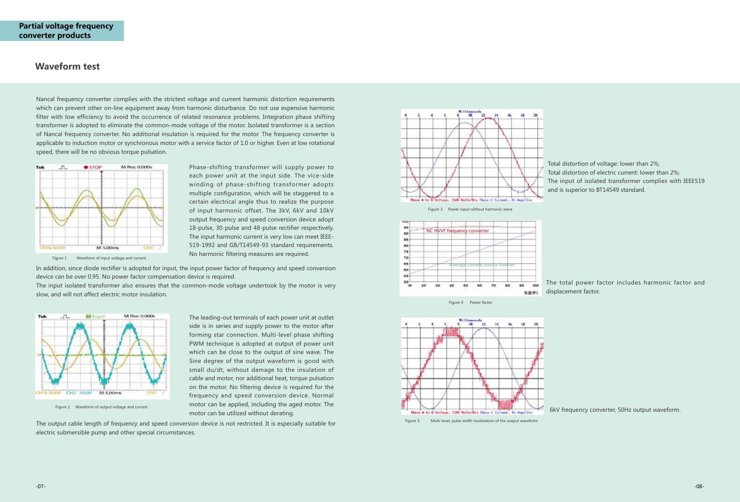## Partial voltage frequency converter products

# Waveform test

Nancal frequency converter complies with the strictest voltage and current harmonic distortion requirements which can prevent other on-line equipment away from harmonic disturbance. Do not use expensive harmonic filter with low efficiency to avoid the occurrence of related resonance problems. Integration phase shifting transformer is adopted to eliminate the common-mode voltage of the motor. Isolated transformer is a section of Nancal frequency converter. No additional insulation is required for the motor. The frequency converter is applicable to induction motor or synchronous motor with a service factor of 1.0 or higher. Even at low rotational speed, there will be no obvious torque pulsation.

Figure 1 Waveform of input voltage and current

Phase-shifting transformer will supply power to each power unit at the input side. The vice-side winding of phase-shifting transformer adopts multiple configuration, which will be staggered to a certain electrical angle thus to realize the purpose of input harmonic offset. The 3kV, 6kV and 10kV output frequency and speed conversion device adopt 18-pulse, 30-pulse and 48-pulse rectifier respectively. The input harmonic current is very low can meet IEEE-519-1992 and GB/T14549-93 standard requirements. No harmonic filtering measures are required.

In addition, since diode rectifier is adopted for input, the input power factor of frequency and speed conversion device can be over 0.95. No power factor compensation device is required.

The input isolated transformer also ensures that the common-mode voltage undertook by the motor is very slow, and will not affect electric motor insulation.

Figure 2 Waveform of output voltage and current

The leading-out terminals of each power unit at outlet side is in series and supply power to the motor after forming star connection. Multi-level phase shifting PWM technique is adopted at output of power unit which can be close to the output of sine wave. The Sine degree of the output waveform is good with small du/dt, without damage to the insulation of cable and motor, nor additional heat, torque pulsation on the motor. No filtering device is required for the frequency and speed conversion device. Normal motor can be applied, including the aged motor. The motor can be utilized without derating.

The output cable length of frequency and speed conversion device is not restricted. It is especially suitable for electric submersible pump and other special circumstances.

Figure 3 Power input without harmonic wave

Total distortion of voltage: lower than 2%;
Total distortion of electric current: lower than 2%;
The input of isolated transformer complies with IEEE519 and is superior to BT14549 standard.

Figure 4 Power factor

The total power factor includes harmonic factor and displacement factor.

Figure 5 Multi-level, pulse width modulation of the output waveform

6kV frequency converter, 50Hz output waveform.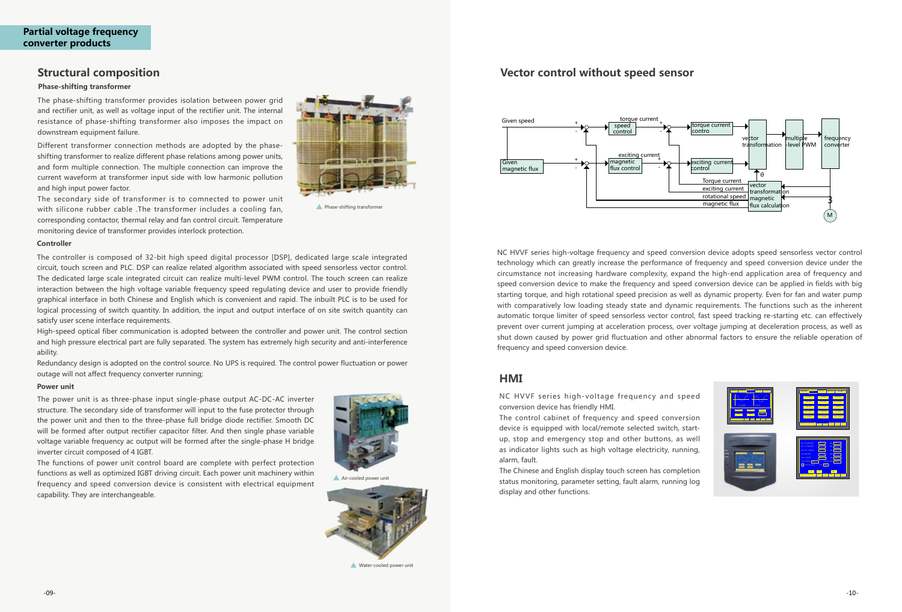**Partial voltage frequency converter products**

## Structural composition

### Phase-shifting transformer

The phase-shifting transformer provides isolation between power grid and rectifier unit, as well as voltage input of the rectifier unit. The internal resistance of phase-shifting transformer also imposes the impact on downstream equipment failure.

Different transformer connection methods are adopted by the phase-shifting transformer to realize different phase relations among power units, and form multiple connection. The multiple connection can improve the current waveform at transformer input side with low harmonic pollution and high input power factor.

The secondary side of transformer is to connected to power unit with silicone rubber cable .The transformer includes a cooling fan, corresponding contactor, thermal relay and fan control circuit. Temperature monitoring device of transformer provides interlock protection.

Phase-shifting transformer

### Controller

The controller is composed of 32-bit high speed digital processor [DSP], dedicated large scale integrated circuit, touch screen and PLC. DSP can realize related algorithm associated with speed sensorless vector control. The dedicated large scale integrated circuit can realize multi-level PWM control. The touch screen can realize interaction between the high voltage variable frequency speed regulating device and user to provide friendly graphical interface in both Chinese and English which is convenient and rapid. The inbuilt PLC is to be used for logical processing of switch quantity. In addition, the input and output interface of on site switch quantity can satisfy user scene interface requirements.

High-speed optical fiber communication is adopted between the controller and power unit. The control section and high pressure electrical part are fully separated. The system has extremely high security and anti-interference ability.

Redundancy design is adopted on the control source. No UPS is required. The control power fluctuation or power outage will not affect frequency converter running;

### Power unit

The power unit is as three-phase input single-phase output AC-DC-AC inverter structure. The secondary side of transformer will input to the fuse protector through the power unit and then to the three-phase full bridge diode rectifier. Smooth DC will be formed after output rectifier capacitor filter. And then single phase variable voltage variable frequency ac output will be formed after the single-phase H bridge inverter circuit composed of 4 IGBT.

The functions of power unit control board are complete with perfect protection functions as well as optimized IGBT driving circuit. Each power unit machinery within frequency and speed conversion device is consistent with electrical equipment capability. They are interchangeable.

Air-cooled power unit

Water-cooled power unit

## Vector control without speed sensor

Given speed; torque current; speed control; torque current contro; Given magnetic flux; exciting current; magnetic flux control; exciting current control; vector transformation; multiple -level PWM; frequency converter; θ; Torque current; exciting current; rotational speed; magnetic flux; vector transformation magnetic flux calculation; 3; M

NC HVVF series high-voltage frequency and speed conversion device adopts speed sensorless vector control technology which can greatly increase the performance of frequency and speed conversion device under the circumstance not increasing hardware complexity, expand the high-end application area of frequency and speed conversion device to make the frequency and speed conversion device can be applied in fields with big starting torque, and high rotational speed precision as well as dynamic property. Even for fan and water pump with comparatively low loading steady state and dynamic requirements. The functions such as the inherent automatic torque limiter of speed sensorless vector control, fast speed tracking re-starting etc. can effectively prevent over current jumping at acceleration process, over voltage jumping at deceleration process, as well as shut down caused by power grid fluctuation and other abnormal factors to ensure the reliable operation of frequency and speed conversion device.

## HMI

NC HVVF series high-voltage frequency and speed conversion device has friendly HMI.

The control cabinet of frequency and speed conversion device is equipped with local/remote selected switch, start-up, stop and emergency stop and other buttons, as well as indicator lights such as high voltage electricity, running, alarm, fault.

The Chinese and English display touch screen has completion status monitoring, parameter setting, fault alarm, running log display and other functions.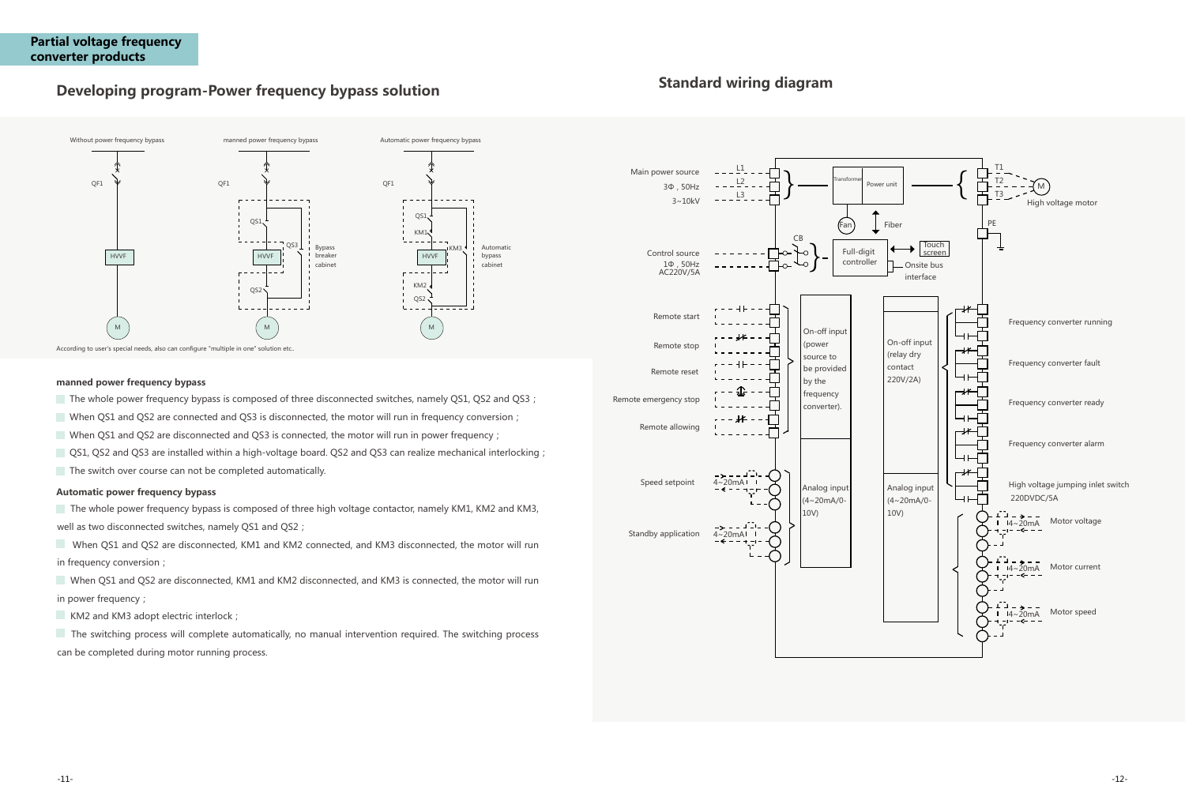**Partial voltage frequency converter products**

## Developing program-Power frequency bypass solution

Without power frequency bypass — manned power frequency bypass — Automatic power frequency bypass

According to user's special needs, also can configure "multiple in one" solution etc..

### manned power frequency bypass

- The whole power frequency bypass is composed of three disconnected switches, namely QS1, QS2 and QS3 ;
- When QS1 and QS2 are connected and QS3 is disconnected, the motor will run in frequency conversion ;
- When QS1 and QS2 are disconnected and QS3 is connected, the motor will run in power frequency ;
- QS1, QS2 and QS3 are installed within a high-voltage board. QS2 and QS3 can realize mechanical interlocking ;
- The switch over course can not be completed automatically.

### Automatic power frequency bypass

- The whole power frequency bypass is composed of three high voltage contactor, namely KM1, KM2 and KM3, well as two disconnected switches, namely QS1 and QS2 ;
- When QS1 and QS2 are disconnected, KM1 and KM2 connected, and KM3 disconnected, the motor will run in frequency conversion ;
- When QS1 and QS2 are disconnected, KM1 and KM2 disconnected, and KM3 is connected, the motor will run in power frequency ;
- KM2 and KM3 adopt electric interlock ;
- The switching process will complete automatically, no manual intervention required. The switching process can be completed during motor running process.

## Standard wiring diagram

Main power source 3Φ, 50Hz 3~10kV (L1, L2, L3) — Transformer — Power unit — T1, T2, T3 — High voltage motor; PE

Fan; Fiber; Touch screen; Full-digit controller; Onsite bus interface

Control source 1Φ, 50Hz AC220V/5A — CB

Remote start; Remote stop; Remote reset; Remote emergency stop; Remote allowing — On-off input (power source to be provided by the frequency converter).

On-off input (relay dry contact 220V/2A): Frequency converter running; Frequency converter fault; Frequency converter ready; Frequency converter alarm; High voltage jumping inlet switch 220DVDC/5A

Speed setpoint 4~20mA; Standby application 4~20mA — Analog input (4~20mA/0-10V)

Analog input (4~20mA/0-10V): Motor voltage I4~20mA; Motor current I4~20mA; Motor speed I4~20mA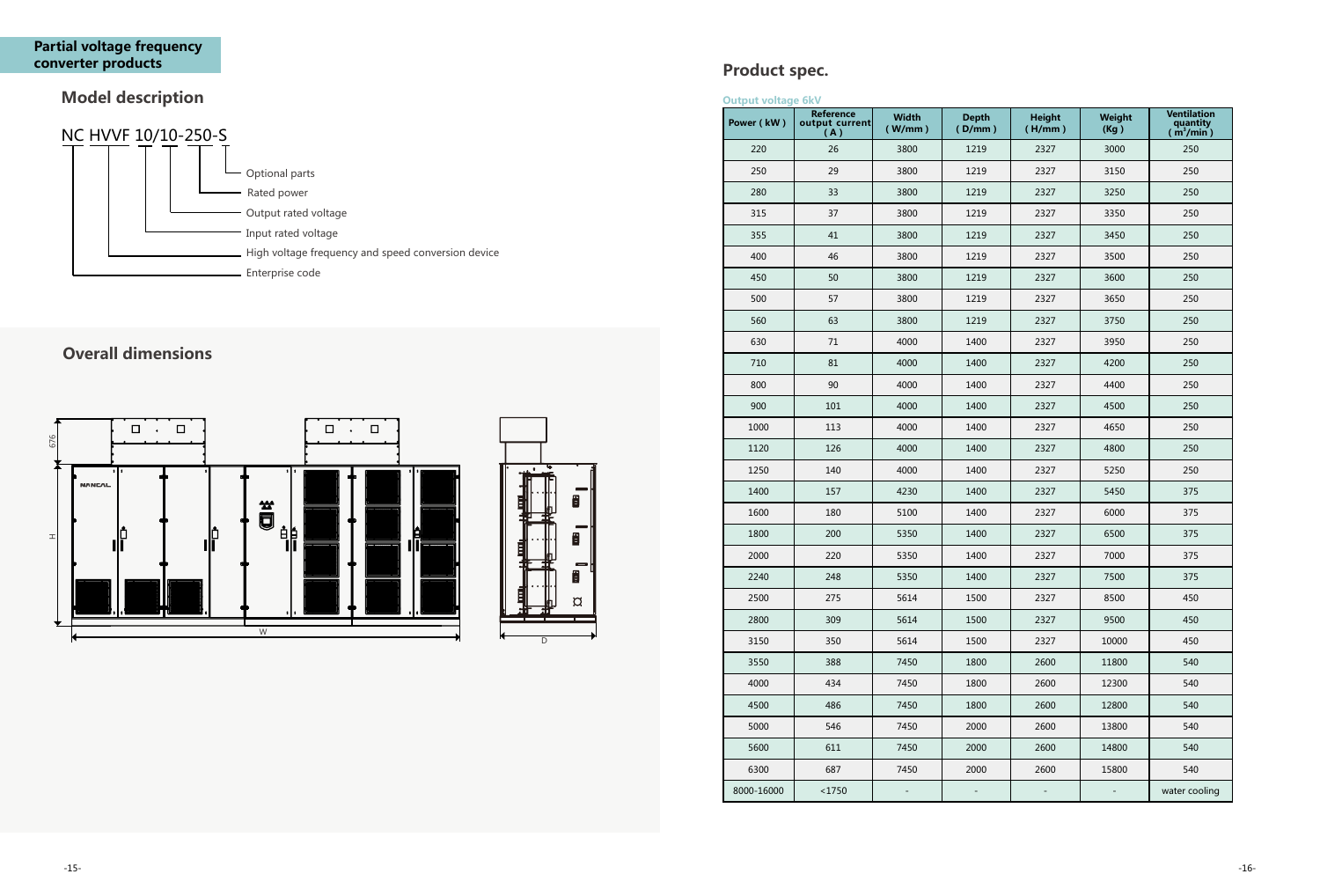## Partial voltage frequency converter products

### Model description

NC HVVF 10/10-250-S

- Optional parts
- Rated power
- Output rated voltage
- Input rated voltage
- High voltage frequency and speed conversion device
- Enterprise code

### Overall dimensions

676

H

W

D

## Product spec.

**Output voltage 6kV**

| Power ( kW ) | Reference output current ( A ) | Width ( W/mm ) | Depth ( D/mm ) | Height ( H/mm ) | Weight (Kg ) | Ventilation quantity ( $m^3$/min ) |
|---|---|---|---|---|---|---|
| 220 | 26 | 3800 | 1219 | 2327 | 3000 | 250 |
| 250 | 29 | 3800 | 1219 | 2327 | 3150 | 250 |
| 280 | 33 | 3800 | 1219 | 2327 | 3250 | 250 |
| 315 | 37 | 3800 | 1219 | 2327 | 3350 | 250 |
| 355 | 41 | 3800 | 1219 | 2327 | 3450 | 250 |
| 400 | 46 | 3800 | 1219 | 2327 | 3500 | 250 |
| 450 | 50 | 3800 | 1219 | 2327 | 3600 | 250 |
| 500 | 57 | 3800 | 1219 | 2327 | 3650 | 250 |
| 560 | 63 | 3800 | 1219 | 2327 | 3750 | 250 |
| 630 | 71 | 4000 | 1400 | 2327 | 3950 | 250 |
| 710 | 81 | 4000 | 1400 | 2327 | 4200 | 250 |
| 800 | 90 | 4000 | 1400 | 2327 | 4400 | 250 |
| 900 | 101 | 4000 | 1400 | 2327 | 4500 | 250 |
| 1000 | 113 | 4000 | 1400 | 2327 | 4650 | 250 |
| 1120 | 126 | 4000 | 1400 | 2327 | 4800 | 250 |
| 1250 | 140 | 4000 | 1400 | 2327 | 5250 | 250 |
| 1400 | 157 | 4230 | 1400 | 2327 | 5450 | 375 |
| 1600 | 180 | 5100 | 1400 | 2327 | 6000 | 375 |
| 1800 | 200 | 5350 | 1400 | 2327 | 6500 | 375 |
| 2000 | 220 | 5350 | 1400 | 2327 | 7000 | 375 |
| 2240 | 248 | 5350 | 1400 | 2327 | 7500 | 375 |
| 2500 | 275 | 5614 | 1500 | 2327 | 8500 | 450 |
| 2800 | 309 | 5614 | 1500 | 2327 | 9500 | 450 |
| 3150 | 350 | 5614 | 1500 | 2327 | 10000 | 450 |
| 3550 | 388 | 7450 | 1800 | 2600 | 11800 | 540 |
| 4000 | 434 | 7450 | 1800 | 2600 | 12300 | 540 |
| 4500 | 486 | 7450 | 1800 | 2600 | 12800 | 540 |
| 5000 | 546 | 7450 | 2000 | 2600 | 13800 | 540 |
| 5600 | 611 | 7450 | 2000 | 2600 | 14800 | 540 |
| 6300 | 687 | 7450 | 2000 | 2600 | 15800 | 540 |
| 8000-16000 | <1750 | - | - | - | - | water cooling |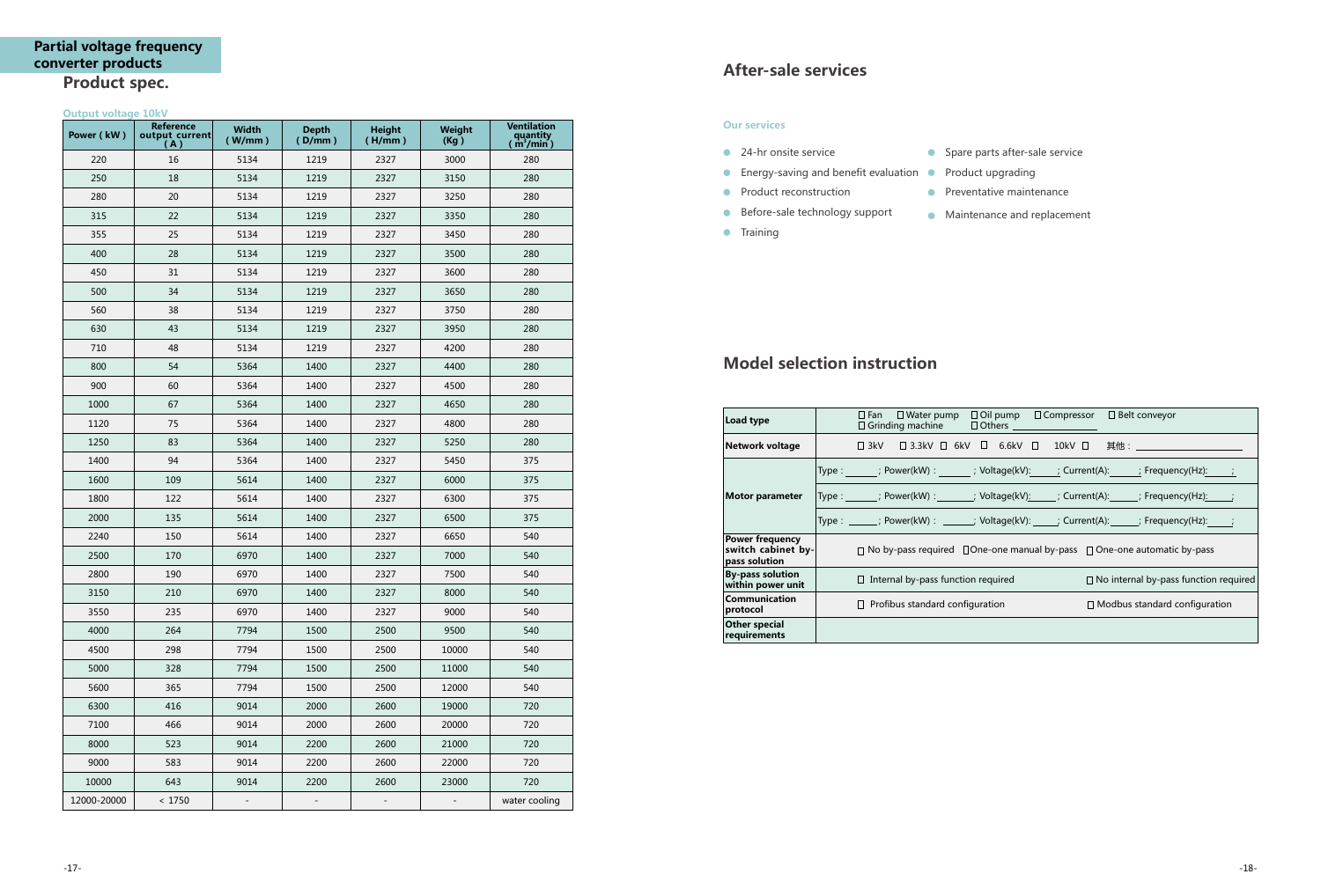## Partial voltage frequency converter products

### Product spec.

**Output voltage 10kV**

| Power (kW) | Reference output current (A) | Width (W/mm) | Depth (D/mm) | Height (H/mm) | Weight (Kg) | Ventilation quantity ($m^3$/min) |
|---|---|---|---|---|---|---|
| 220 | 16 | 5134 | 1219 | 2327 | 3000 | 280 |
| 250 | 18 | 5134 | 1219 | 2327 | 3150 | 280 |
| 280 | 20 | 5134 | 1219 | 2327 | 3250 | 280 |
| 315 | 22 | 5134 | 1219 | 2327 | 3350 | 280 |
| 355 | 25 | 5134 | 1219 | 2327 | 3450 | 280 |
| 400 | 28 | 5134 | 1219 | 2327 | 3500 | 280 |
| 450 | 31 | 5134 | 1219 | 2327 | 3600 | 280 |
| 500 | 34 | 5134 | 1219 | 2327 | 3650 | 280 |
| 560 | 38 | 5134 | 1219 | 2327 | 3750 | 280 |
| 630 | 43 | 5134 | 1219 | 2327 | 3950 | 280 |
| 710 | 48 | 5134 | 1219 | 2327 | 4200 | 280 |
| 800 | 54 | 5364 | 1400 | 2327 | 4400 | 280 |
| 900 | 60 | 5364 | 1400 | 2327 | 4500 | 280 |
| 1000 | 67 | 5364 | 1400 | 2327 | 4650 | 280 |
| 1120 | 75 | 5364 | 1400 | 2327 | 4800 | 280 |
| 1250 | 83 | 5364 | 1400 | 2327 | 5250 | 280 |
| 1400 | 94 | 5364 | 1400 | 2327 | 5450 | 375 |
| 1600 | 109 | 5614 | 1400 | 2327 | 6000 | 375 |
| 1800 | 122 | 5614 | 1400 | 2327 | 6300 | 375 |
| 2000 | 135 | 5614 | 1400 | 2327 | 6500 | 375 |
| 2240 | 150 | 5614 | 1400 | 2327 | 6650 | 540 |
| 2500 | 170 | 6970 | 1400 | 2327 | 7000 | 540 |
| 2800 | 190 | 6970 | 1400 | 2327 | 7500 | 540 |
| 3150 | 210 | 6970 | 1400 | 2327 | 8000 | 540 |
| 3550 | 235 | 6970 | 1400 | 2327 | 9000 | 540 |
| 4000 | 264 | 7794 | 1500 | 2500 | 9500 | 540 |
| 4500 | 298 | 7794 | 1500 | 2500 | 10000 | 540 |
| 5000 | 328 | 7794 | 1500 | 2500 | 11000 | 540 |
| 5600 | 365 | 7794 | 1500 | 2500 | 12000 | 540 |
| 6300 | 416 | 9014 | 2000 | 2600 | 19000 | 720 |
| 7100 | 466 | 9014 | 2000 | 2600 | 20000 | 720 |
| 8000 | 523 | 9014 | 2200 | 2600 | 21000 | 720 |
| 9000 | 583 | 9014 | 2200 | 2600 | 22000 | 720 |
| 10000 | 643 | 9014 | 2200 | 2600 | 23000 | 720 |
| 12000-20000 | < 1750 | - | - | - | - | water cooling |

## After-sale services

**Our services**

- 24-hr onsite service
- Energy-saving and benefit evaluation
- Product reconstruction
- Before-sale technology support
- Training
- Spare parts after-sale service
- Product upgrading
- Preventative maintenance
- Maintenance and replacement

## Model selection instruction

| | |
|---|---|
| **Load type** | □ Fan □ Water pump □ Oil pump □ Compressor □ Belt conveyor □ Grinding machine □ Others ______ |
| **Network voltage** | □ 3kV □ 3.3kV □ 6kV □ 6.6kV □ 10kV □ 其他：______ |
| **Motor parameter** | Type：______; Power(kW)：______; Voltage(kV):______; Current(A):______; Frequency(Hz):______; |
| | Type：______; Power(kW)：______; Voltage(kV):______; Current(A):______; Frequency(Hz):______; |
| | Type：______; Power(kW)：______; Voltage(kV):______; Current(A):______; Frequency(Hz):______; |
| **Power frequency switch cabinet by-pass solution** | □ No by-pass required □ One-one manual by-pass □ One-one automatic by-pass |
| **By-pass solution within power unit** | □ Internal by-pass function required □ No internal by-pass function required |
| **Communication protocol** | □ Profibus standard configuration □ Modbus standard configuration |
| **Other special requirements** | |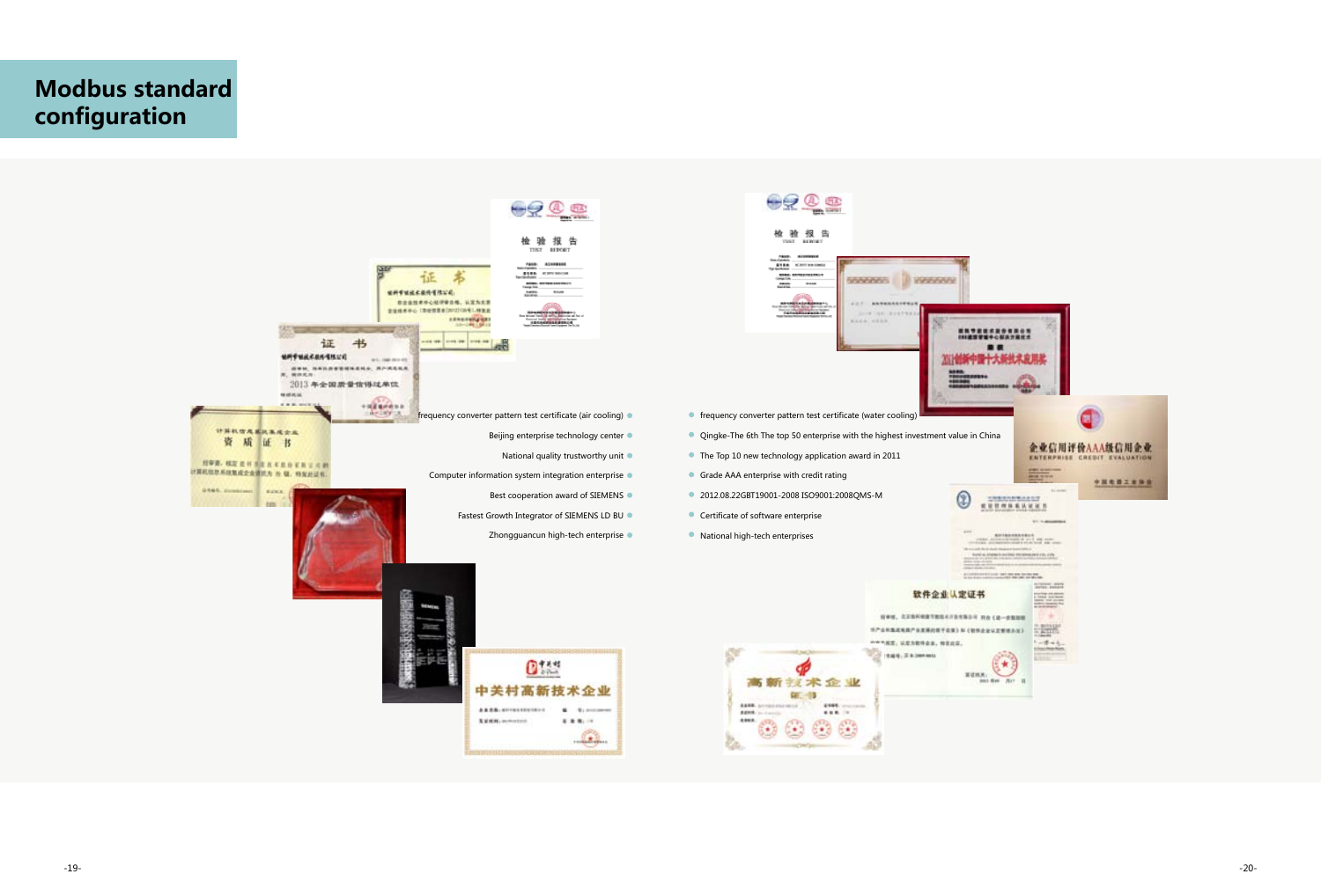# Modbus standard configuration

- frequency converter pattern test certificate (air cooling)
- Beijing enterprise technology center
- National quality trustworthy unit
- Computer information system integration enterprise
- Best cooperation award of SIEMENS
- Fastest Growth Integrator of SIEMENS LD BU
- Zhongguancun high-tech enterprise

- frequency converter pattern test certificate (water cooling)
- Qingke-The 6th The top 50 enterprise with the highest investment value in China
- The Top 10 new technology application award in 2011
- Grade AAA enterprise with credit rating
- 2012.08.22GBT19001-2008 ISO9001:2008QMS-M
- Certificate of software enterprise
- National high-tech enterprises